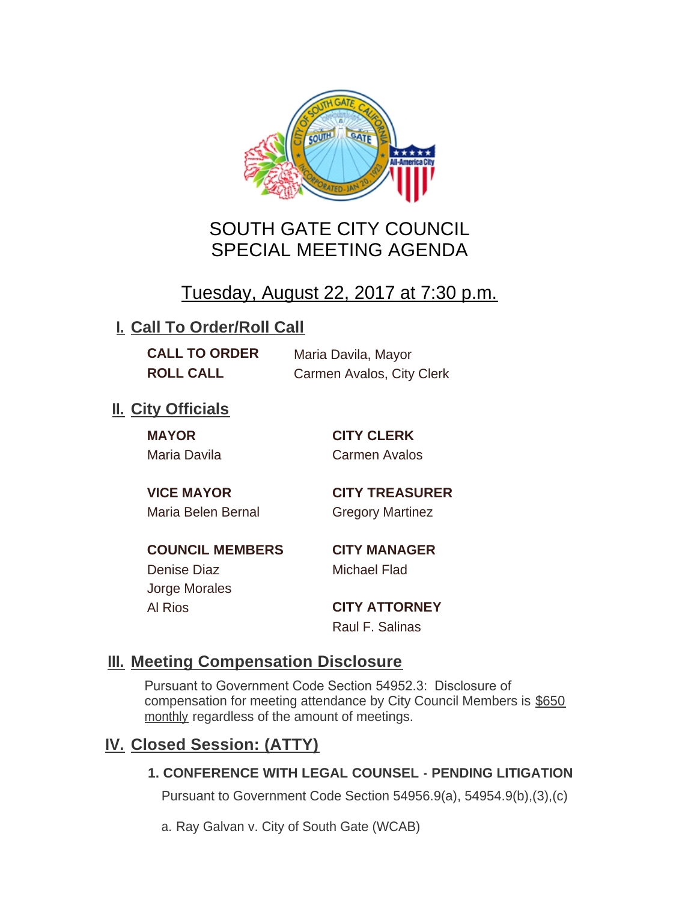# SOUTH GATE CITY COUNCIL
# SPECIAL MEETING AGENDA

## Tuesday, August 22, 2017 at 7:30 p.m.

## I. Call To Order/Roll Call

**CALL TO ORDER** Maria Davila, Mayor

**ROLL CALL** Carmen Avalos, City Clerk

## II. City Officials

**MAYOR**
Maria Davila

**VICE MAYOR**
Maria Belen Bernal

**COUNCIL MEMBERS**
Denise Diaz
Jorge Morales
Al Rios

**CITY CLERK**
Carmen Avalos

**CITY TREASURER**
Gregory Martinez

**CITY MANAGER**
Michael Flad

**CITY ATTORNEY**
Raul F. Salinas

## III. Meeting Compensation Disclosure

Pursuant to Government Code Section 54952.3: Disclosure of compensation for meeting attendance by City Council Members is $650 monthly regardless of the amount of meetings.

## IV. Closed Session: (ATTY)

### 1. CONFERENCE WITH LEGAL COUNSEL - PENDING LITIGATION

Pursuant to Government Code Section 54956.9(a), 54954.9(b),(3),(c)

a. Ray Galvan v. City of South Gate (WCAB)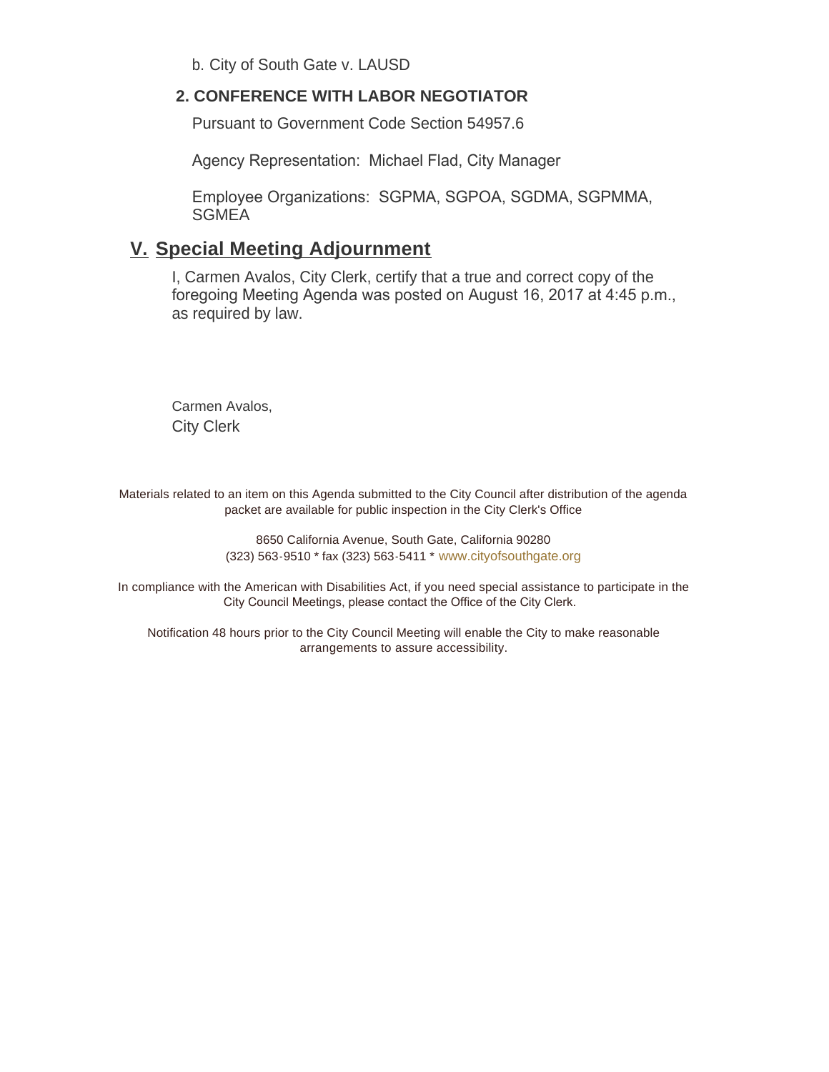b. City of South Gate v. LAUSD

### 2. CONFERENCE WITH LABOR NEGOTIATOR

Pursuant to Government Code Section 54957.6

Agency Representation: Michael Flad, City Manager

Employee Organizations: SGPMA, SGPOA, SGDMA, SGPMMA, SGMEA

## V. Special Meeting Adjournment

I, Carmen Avalos, City Clerk, certify that a true and correct copy of the foregoing Meeting Agenda was posted on August 16, 2017 at 4:45 p.m., as required by law.

Carmen Avalos,
City Clerk

Materials related to an item on this Agenda submitted to the City Council after distribution of the agenda packet are available for public inspection in the City Clerk's Office

8650 California Avenue, South Gate, California 90280
(323) 563-9510 * fax (323) 563-5411 * www.cityofsouthgate.org

In compliance with the American with Disabilities Act, if you need special assistance to participate in the City Council Meetings, please contact the Office of the City Clerk.

Notification 48 hours prior to the City Council Meeting will enable the City to make reasonable arrangements to assure accessibility.